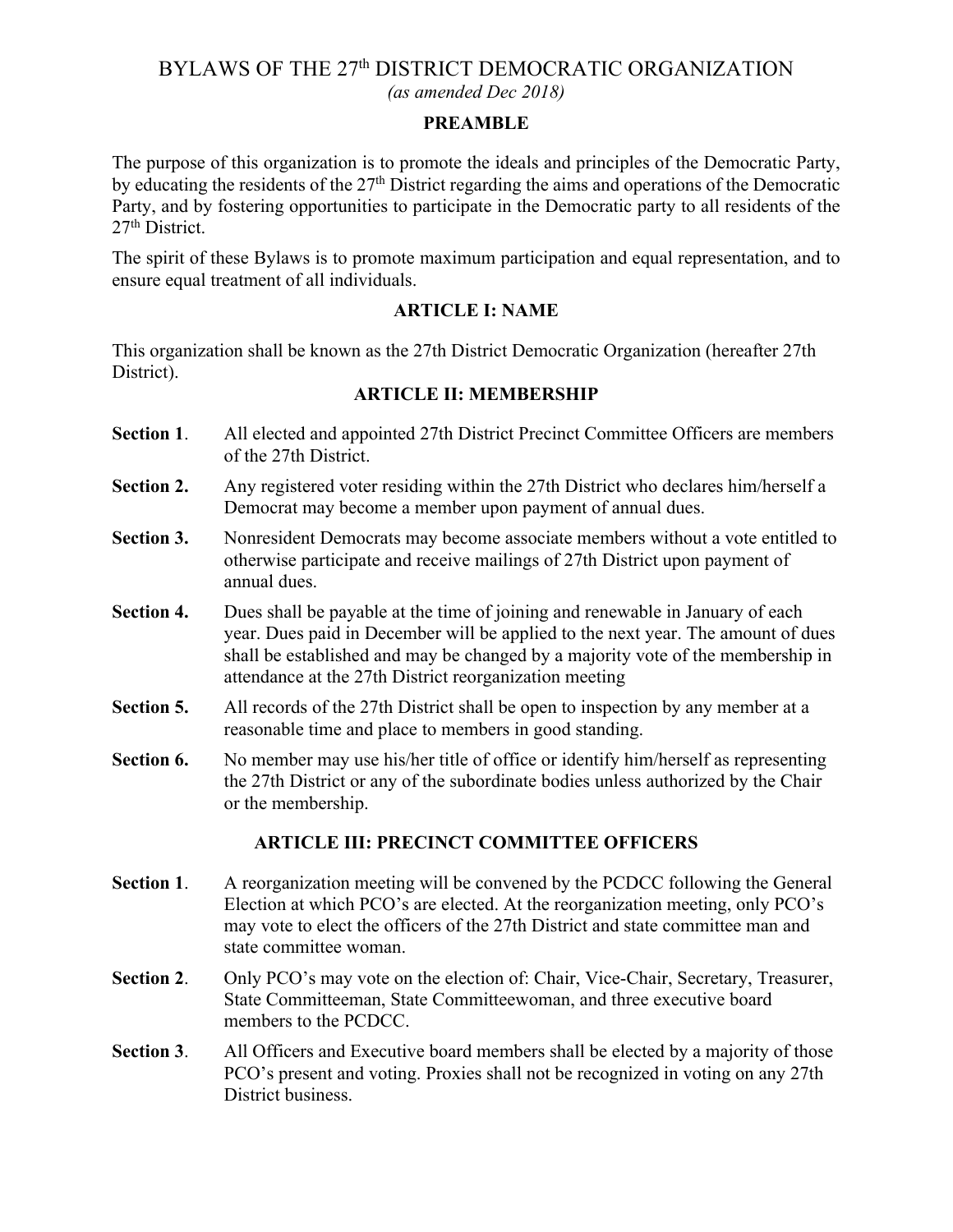# BYLAWS OF THE 27th DISTRICT DEMOCRATIC ORGANIZATION

*(as amended Dec 2018)*

## PREAMBLE

The purpose of this organization is to promote the ideals and principles of the Democratic Party, by educating the residents of the 27th District regarding the aims and operations of the Democratic Party, and by fostering opportunities to participate in the Democratic party to all residents of the 27th District.

The spirit of these Bylaws is to promote maximum participation and equal representation, and to ensure equal treatment of all individuals.

## ARTICLE I: NAME

This organization shall be known as the 27th District Democratic Organization (hereafter 27th District).

## ARTICLE II: MEMBERSHIP

**Section 1**. All elected and appointed 27th District Precinct Committee Officers are members of the 27th District.

**Section 2.** Any registered voter residing within the 27th District who declares him/herself a Democrat may become a member upon payment of annual dues.

**Section 3.** Nonresident Democrats may become associate members without a vote entitled to otherwise participate and receive mailings of 27th District upon payment of annual dues.

**Section 4.** Dues shall be payable at the time of joining and renewable in January of each year. Dues paid in December will be applied to the next year. The amount of dues shall be established and may be changed by a majority vote of the membership in attendance at the 27th District reorganization meeting

**Section 5.** All records of the 27th District shall be open to inspection by any member at a reasonable time and place to members in good standing.

**Section 6.** No member may use his/her title of office or identify him/herself as representing the 27th District or any of the subordinate bodies unless authorized by the Chair or the membership.

## ARTICLE III: PRECINCT COMMITTEE OFFICERS

**Section 1**. A reorganization meeting will be convened by the PCDCC following the General Election at which PCO's are elected. At the reorganization meeting, only PCO's may vote to elect the officers of the 27th District and state committee man and state committee woman.

**Section 2**. Only PCO's may vote on the election of: Chair, Vice-Chair, Secretary, Treasurer, State Committeeman, State Committeewoman, and three executive board members to the PCDCC.

**Section 3**. All Officers and Executive board members shall be elected by a majority of those PCO's present and voting. Proxies shall not be recognized in voting on any 27th District business.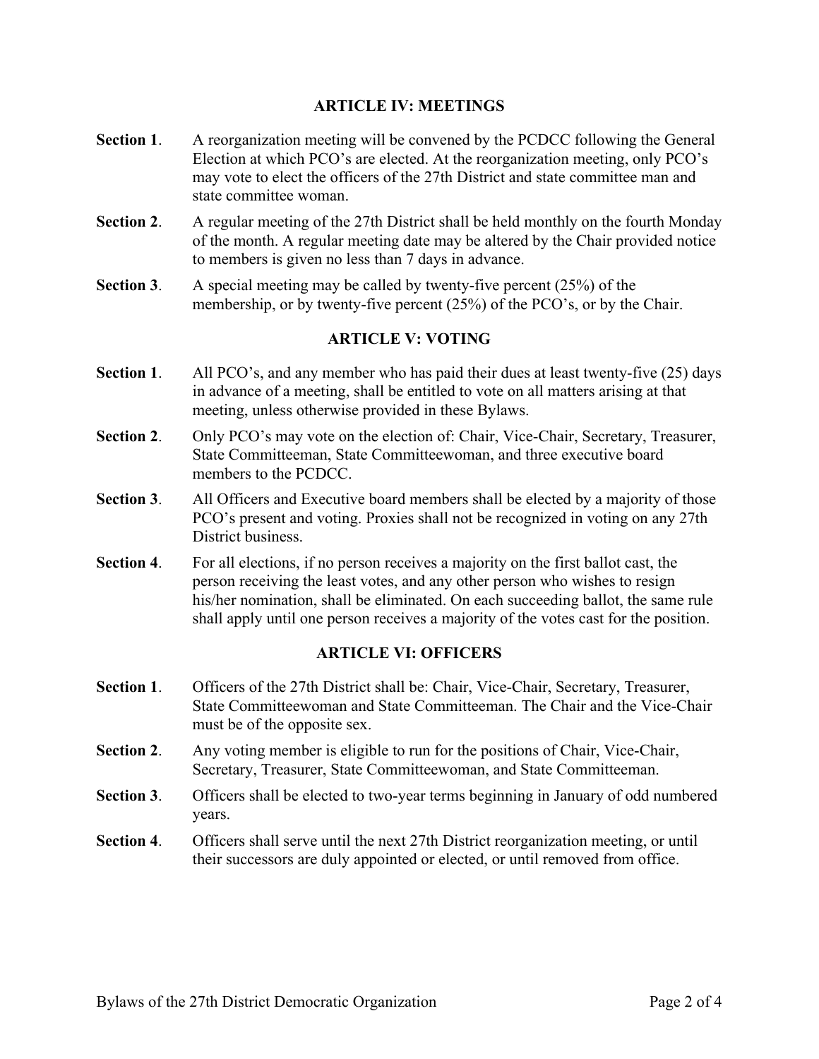## ARTICLE IV: MEETINGS

**Section 1**. A reorganization meeting will be convened by the PCDCC following the General Election at which PCO's are elected. At the reorganization meeting, only PCO's may vote to elect the officers of the 27th District and state committee man and state committee woman.

**Section 2**. A regular meeting of the 27th District shall be held monthly on the fourth Monday of the month. A regular meeting date may be altered by the Chair provided notice to members is given no less than 7 days in advance.

**Section 3**. A special meeting may be called by twenty-five percent (25%) of the membership, or by twenty-five percent (25%) of the PCO's, or by the Chair.

## ARTICLE V: VOTING

**Section 1**. All PCO's, and any member who has paid their dues at least twenty-five (25) days in advance of a meeting, shall be entitled to vote on all matters arising at that meeting, unless otherwise provided in these Bylaws.

**Section 2**. Only PCO's may vote on the election of: Chair, Vice-Chair, Secretary, Treasurer, State Committeeman, State Committeewoman, and three executive board members to the PCDCC.

**Section 3**. All Officers and Executive board members shall be elected by a majority of those PCO's present and voting. Proxies shall not be recognized in voting on any 27th District business.

**Section 4**. For all elections, if no person receives a majority on the first ballot cast, the person receiving the least votes, and any other person who wishes to resign his/her nomination, shall be eliminated. On each succeeding ballot, the same rule shall apply until one person receives a majority of the votes cast for the position.

## ARTICLE VI: OFFICERS

**Section 1**. Officers of the 27th District shall be: Chair, Vice-Chair, Secretary, Treasurer, State Committeewoman and State Committeeman. The Chair and the Vice-Chair must be of the opposite sex.

**Section 2**. Any voting member is eligible to run for the positions of Chair, Vice-Chair, Secretary, Treasurer, State Committeewoman, and State Committeeman.

**Section 3**. Officers shall be elected to two-year terms beginning in January of odd numbered years.

**Section 4**. Officers shall serve until the next 27th District reorganization meeting, or until their successors are duly appointed or elected, or until removed from office.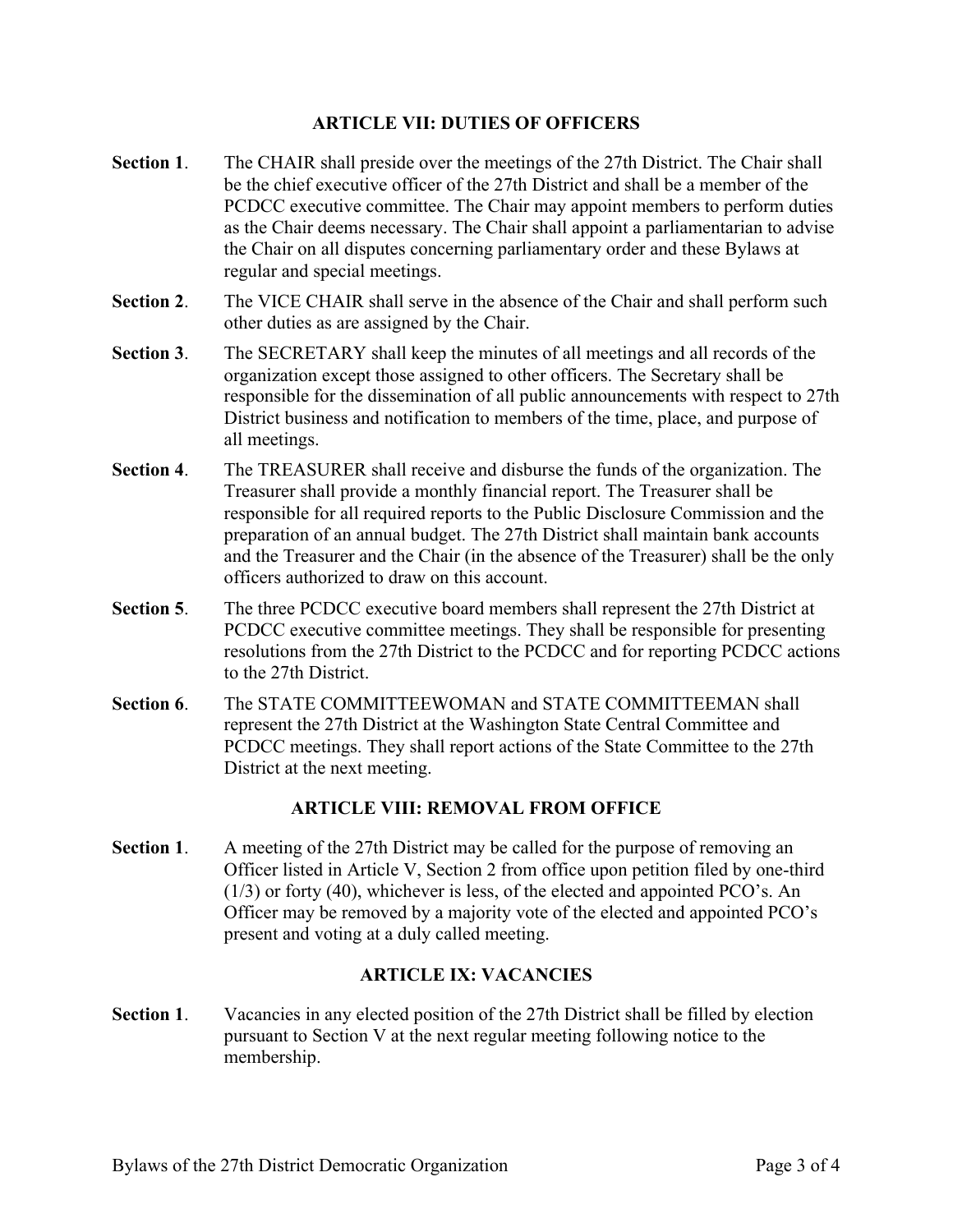## ARTICLE VII: DUTIES OF OFFICERS

**Section 1**. The CHAIR shall preside over the meetings of the 27th District. The Chair shall be the chief executive officer of the 27th District and shall be a member of the PCDCC executive committee. The Chair may appoint members to perform duties as the Chair deems necessary. The Chair shall appoint a parliamentarian to advise the Chair on all disputes concerning parliamentary order and these Bylaws at regular and special meetings.

**Section 2**. The VICE CHAIR shall serve in the absence of the Chair and shall perform such other duties as are assigned by the Chair.

**Section 3**. The SECRETARY shall keep the minutes of all meetings and all records of the organization except those assigned to other officers. The Secretary shall be responsible for the dissemination of all public announcements with respect to 27th District business and notification to members of the time, place, and purpose of all meetings.

**Section 4**. The TREASURER shall receive and disburse the funds of the organization. The Treasurer shall provide a monthly financial report. The Treasurer shall be responsible for all required reports to the Public Disclosure Commission and the preparation of an annual budget. The 27th District shall maintain bank accounts and the Treasurer and the Chair (in the absence of the Treasurer) shall be the only officers authorized to draw on this account.

**Section 5**. The three PCDCC executive board members shall represent the 27th District at PCDCC executive committee meetings. They shall be responsible for presenting resolutions from the 27th District to the PCDCC and for reporting PCDCC actions to the 27th District.

**Section 6**. The STATE COMMITTEEWOMAN and STATE COMMITTEEMAN shall represent the 27th District at the Washington State Central Committee and PCDCC meetings. They shall report actions of the State Committee to the 27th District at the next meeting.

## ARTICLE VIII: REMOVAL FROM OFFICE

**Section 1**. A meeting of the 27th District may be called for the purpose of removing an Officer listed in Article V, Section 2 from office upon petition filed by one-third (1/3) or forty (40), whichever is less, of the elected and appointed PCO's. An Officer may be removed by a majority vote of the elected and appointed PCO's present and voting at a duly called meeting.

## ARTICLE IX: VACANCIES

**Section 1**. Vacancies in any elected position of the 27th District shall be filled by election pursuant to Section V at the next regular meeting following notice to the membership.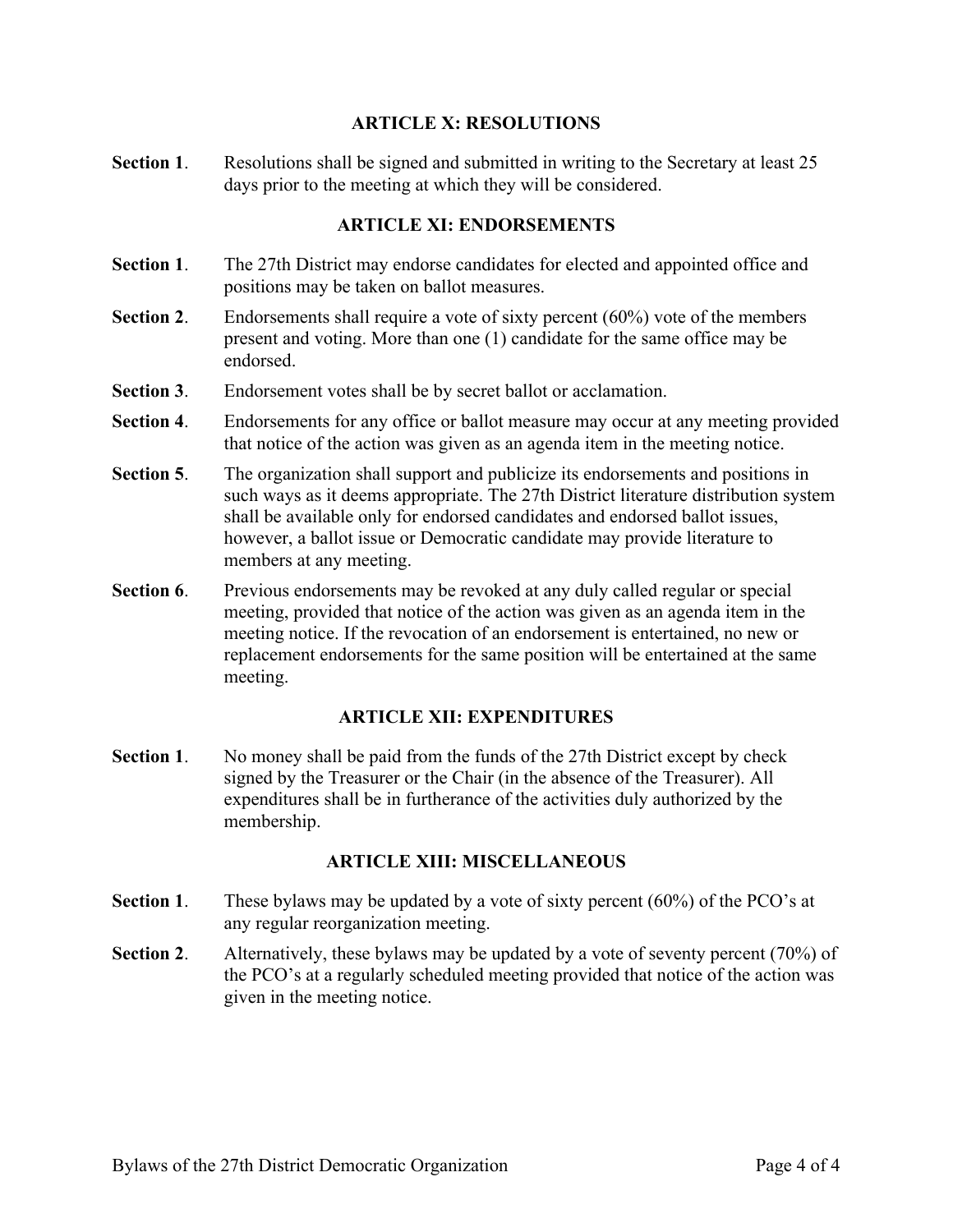## ARTICLE X: RESOLUTIONS

**Section 1**. Resolutions shall be signed and submitted in writing to the Secretary at least 25 days prior to the meeting at which they will be considered.

## ARTICLE XI: ENDORSEMENTS

**Section 1**. The 27th District may endorse candidates for elected and appointed office and positions may be taken on ballot measures.

**Section 2**. Endorsements shall require a vote of sixty percent (60%) vote of the members present and voting. More than one (1) candidate for the same office may be endorsed.

**Section 3**. Endorsement votes shall be by secret ballot or acclamation.

**Section 4**. Endorsements for any office or ballot measure may occur at any meeting provided that notice of the action was given as an agenda item in the meeting notice.

**Section 5**. The organization shall support and publicize its endorsements and positions in such ways as it deems appropriate. The 27th District literature distribution system shall be available only for endorsed candidates and endorsed ballot issues, however, a ballot issue or Democratic candidate may provide literature to members at any meeting.

**Section 6**. Previous endorsements may be revoked at any duly called regular or special meeting, provided that notice of the action was given as an agenda item in the meeting notice. If the revocation of an endorsement is entertained, no new or replacement endorsements for the same position will be entertained at the same meeting.

## ARTICLE XII: EXPENDITURES

**Section 1**. No money shall be paid from the funds of the 27th District except by check signed by the Treasurer or the Chair (in the absence of the Treasurer). All expenditures shall be in furtherance of the activities duly authorized by the membership.

## ARTICLE XIII: MISCELLANEOUS

**Section 1**. These bylaws may be updated by a vote of sixty percent (60%) of the PCO's at any regular reorganization meeting.

**Section 2**. Alternatively, these bylaws may be updated by a vote of seventy percent (70%) of the PCO's at a regularly scheduled meeting provided that notice of the action was given in the meeting notice.